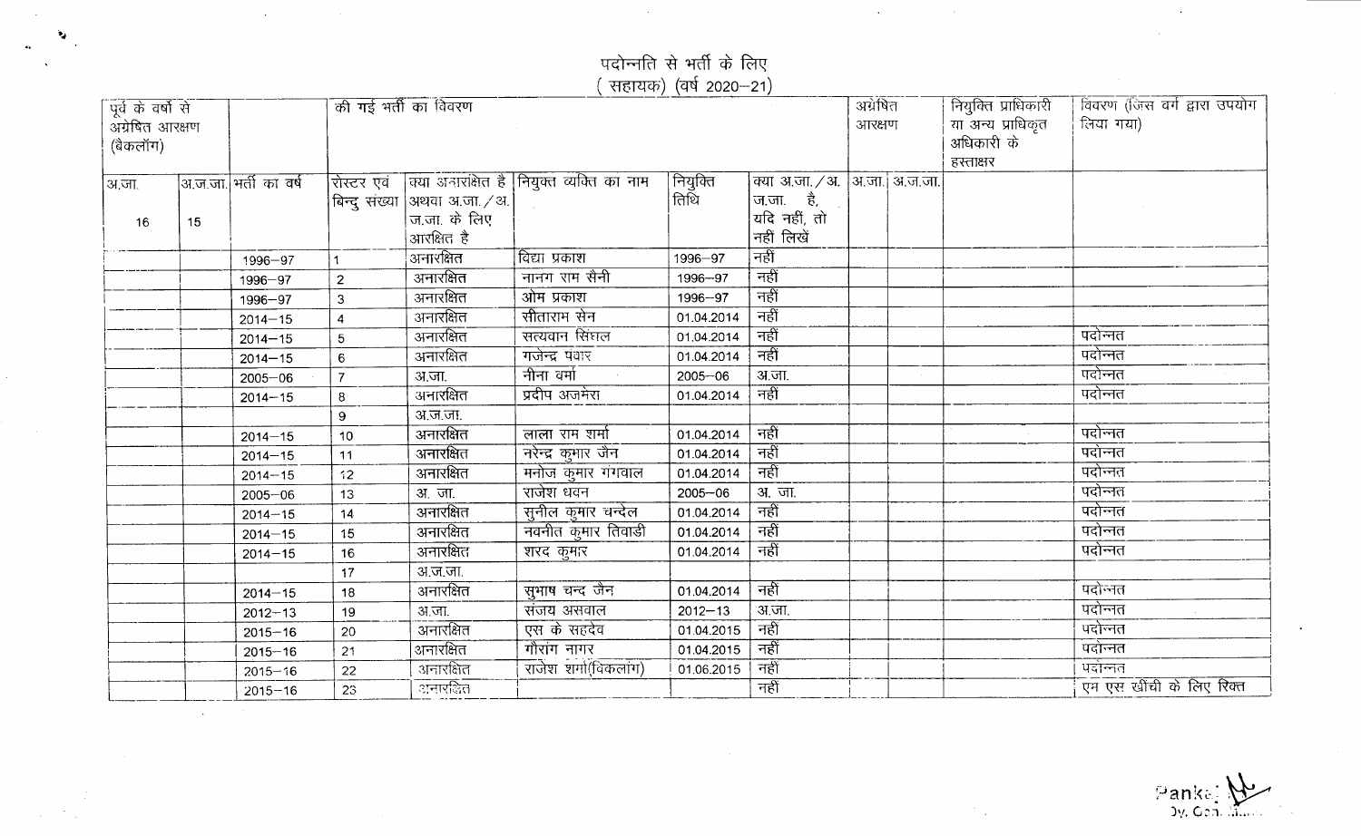## पदोन्नति से भर्ती के लिए
### ( सहायक) (वर्ष 2020–21)

| पूर्व के वर्षों से अग्रेषित आरक्षण (बैकलॉग) | | | की गई भर्ती का विवरण | | | | | अग्रेषित आरक्षण | | नियुक्ति प्राधिकारी या अन्य प्राधिकृत अधिकारी के हस्ताक्षर | विवरण (जिस वर्ग द्वारा उपयोग लिया गया) |
|---|---|---|---|---|---|---|---|---|---|---|---|
| अ.जा. 16 | अ.ज.जा. 15 | भर्ती का वर्ष | रोस्टर एवं बिन्दु संख्या | क्या अनारक्षित है अथवा अ.जा./अ.ज.जा. के लिए आरक्षित है | नियुक्त व्यक्ति का नाम | नियुक्ति तिथि | क्या अ.जा./अ.ज.जा. है, यदि नहीं, तो नहीं लिखें | अ.जा. | अ.ज.जा. | | |
| | | 1996–97 | 1 | अनारक्षित | विद्या प्रकाश | 1996–97 | नहीं | | | | |
| | | 1996–97 | 2 | अनारक्षित | नानग राम सैनी | 1996–97 | नहीं | | | | |
| | | 1996–97 | 3 | अनारक्षित | ओम प्रकाश | 1996–97 | नहीं | | | | |
| | | 2014–15 | 4 | अनारक्षित | सीताराम सेन | 01.04.2014 | नहीं | | | | |
| | | 2014–15 | 5 | अनारक्षित | सत्यवान सिंघल | 01.04.2014 | नहीं | | | | पदोन्नत |
| | | 2014–15 | 6 | अनारक्षित | गजेन्द्र पंवार | 01.04.2014 | नहीं | | | | पदोन्नत |
| | | 2005–06 | 7 | अ.जा. | नीना वर्मा | 2005–06 | अ.जा. | | | | पदोन्नत |
| | | 2014–15 | 8 | अनारक्षित | प्रदीप अजमेरा | 01.04.2014 | नहीं | | | | पदोन्नत |
| | | | 9 | अ.ज.जा. | | | | | | | |
| | | 2014–15 | 10 | अनारक्षित | लाला राम शर्मा | 01.04.2014 | नहीं | | | | पदोन्नत |
| | | 2014–15 | 11 | अनारक्षित | नरेन्द्र कुमार जैन | 01.04.2014 | नहीं | | | | पदोन्नत |
| | | 2014–15 | 12 | अनारक्षित | मनोज कुमार गंगवाल | 01.04.2014 | नहीं | | | | पदोन्नत |
| | | 2005–06 | 13 | अ. जा. | राजेश धवन | 2005–06 | अ. जा. | | | | पदोन्नत |
| | | 2014–15 | 14 | अनारक्षित | सुनील कुमार चन्देल | 01.04.2014 | नहीं | | | | पदोन्नत |
| | | 2014–15 | 15 | अनारक्षित | नवनीत कुमार तिवाडी | 01.04.2014 | नहीं | | | | पदोन्नत |
| | | 2014–15 | 16 | अनारक्षित | शरद कुमार | 01.04.2014 | नहीं | | | | पदोन्नत |
| | | | 17 | अ.ज.जा. | | | | | | | |
| | | 2014–15 | 18 | अनारक्षित | सुभाष चन्द जैन | 01.04.2014 | नहीं | | | | पदोन्नत |
| | | 2012–13 | 19 | अ.जा. | संजय असवाल | 2012–13 | अ.जा. | | | | पदोन्नत |
| | | 2015–16 | 20 | अनारक्षित | एस के सहदेव | 01.04.2015 | नहीं | | | | पदोन्नत |
| | | 2015–16 | 21 | अनारक्षित | गौरांग नागर | 01.04.2015 | नहीं | | | | पदोन्नत |
| | | 2015–16 | 22 | अनारक्षित | राजेश शर्मा(विकलांग) | 01.06.2015 | नहीं | | | | पदोन्नत |
| | | 2015–16 | 23 | अनारक्षित | | | नहीं | | | | एम एस खींची के लिए रिक्त |

Pankaj
Dy. Com...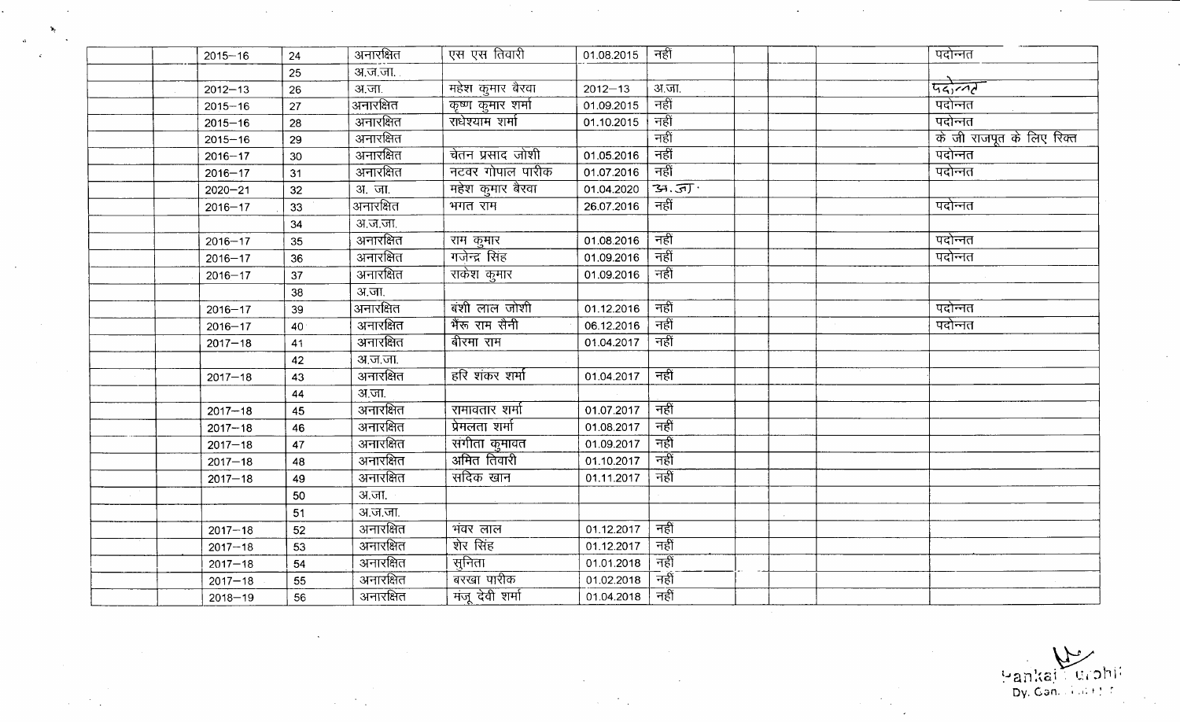| | | | | | | | | | | |
|---|---|---|---|---|---|---|---|---|---|---|
| | 2015–16 | 24 | अनारक्षित | एस एस तिवारी | 01.08.2015 | नहीं | | | | पदोन्नत |
| | | 25 | अ.ज.जा. | | | | | | | |
| | 2012–13 | 26 | अ.जा. | महेश कुमार बैरवा | 2012–13 | अ.जा. | | | | पदोन्नत |
| | 2015–16 | 27 | अनारक्षित | कृष्ण कुमार शर्मा | 01.09.2015 | नहीं | | | | पदोन्नत |
| | 2015–16 | 28 | अनारक्षित | राधेश्याम शर्मा | 01.10.2015 | नहीं | | | | पदोन्नत |
| | 2015–16 | 29 | अनारक्षित | | | नहीं | | | | के जी राजपूत के लिए रिक्त |
| | 2016–17 | 30 | अनारक्षित | चेतन प्रसाद जोशी | 01.05.2016 | नहीं | | | | पदोन्नत |
| | 2016–17 | 31 | अनारक्षित | नटवर गोपाल पारीक | 01.07.2016 | नहीं | | | | पदोन्नत |
| | 2020–21 | 32 | अ. जा. | महेश कुमार बैरवा | 01.04.2020 | अ.जा. | | | | |
| | 2016–17 | 33 | अनारक्षित | भगत राम | 26.07.2016 | नहीं | | | | पदोन्नत |
| | | 34 | अ.ज.जा. | | | | | | | |
| | 2016–17 | 35 | अनारक्षित | राम कुमार | 01.08.2016 | नहीं | | | | पदोन्नत |
| | 2016–17 | 36 | अनारक्षित | गजेन्द्र सिंह | 01.09.2016 | नहीं | | | | पदोन्नत |
| | 2016–17 | 37 | अनारक्षित | राकेश कुमार | 01.09.2016 | नहीं | | | | |
| | | 38 | अ.जा. | | | | | | | |
| | 2016–17 | 39 | अनारक्षित | बंशी लाल जोशी | 01.12.2016 | नहीं | | | | पदोन्नत |
| | 2016–17 | 40 | अनारक्षित | भैरू राम सैनी | 06.12.2016 | नहीं | | | | पदोन्नत |
| | 2017–18 | 41 | अनारक्षित | बीरमा राम | 01.04.2017 | नहीं | | | | |
| | | 42 | अ.ज.जा. | | | | | | | |
| | 2017–18 | 43 | अनारक्षित | हरि शंकर शर्मा | 01.04.2017 | नहीं | | | | |
| | | 44 | अ.जा. | | | | | | | |
| | 2017–18 | 45 | अनारक्षित | रामावतार शर्मा | 01.07.2017 | नहीं | | | | |
| | 2017–18 | 46 | अनारक्षित | प्रेमलता शर्मा | 01.08.2017 | नहीं | | | | |
| | 2017–18 | 47 | अनारक्षित | संगीता कुमावत | 01.09.2017 | नहीं | | | | |
| | 2017–18 | 48 | अनारक्षित | अमित तिवारी | 01.10.2017 | नहीं | | | | |
| | 2017–18 | 49 | अनारक्षित | सदिक खान | 01.11.2017 | नहीं | | | | |
| | | 50 | अ.जा. | | | | | | | |
| | | 51 | अ.ज.जा. | | | | | | | |
| | 2017–18 | 52 | अनारक्षित | भंवर लाल | 01.12.2017 | नहीं | | | | |
| | 2017–18 | 53 | अनारक्षित | शेर सिंह | 01.12.2017 | नहीं | | | | |
| | 2017–18 | 54 | अनारक्षित | सुनिता | 01.01.2018 | नहीं | | | | |
| | 2017–18 | 55 | अनारक्षित | बरखा पारीक | 01.02.2018 | नहीं | | | | |
| | 2018–19 | 56 | अनारक्षित | मंजू देवी शर्मा | 01.04.2018 | नहीं | | | | |

Pankaj Purohit
Dy. Con.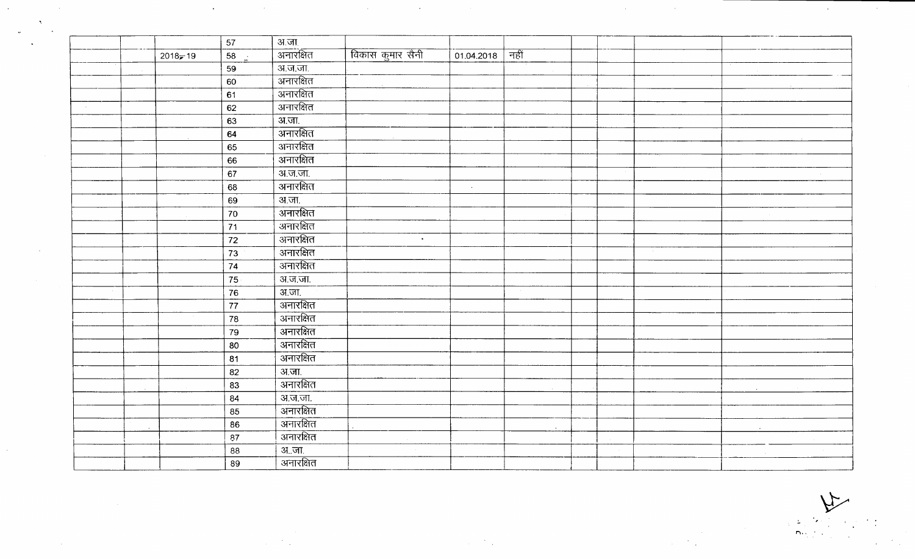| | | | | | | | | | | |
|---|---|---|---|---|---|---|---|---|---|---|
| | | 57 | अ.जा | | | | | | | |
| | 2018-19 | 58 | अनारक्षित | विकास कुमार सैनी | 01.04.2018 | नहीं | | | | |
| | | 59 | अ.ज.जा. | | | | | | | |
| | | 60 | अनारक्षित | | | | | | | |
| | | 61 | अनारक्षित | | | | | | | |
| | | 62 | अनारक्षित | | | | | | | |
| | | 63 | अ.जा. | | | | | | | |
| | | 64 | अनारक्षित | | | | | | | |
| | | 65 | अनारक्षित | | | | | | | |
| | | 66 | अनारक्षित | | | | | | | |
| | | 67 | अ.ज.जा. | | | | | | | |
| | | 68 | अनारक्षित | | | | | | | |
| | | 69 | अ.जा. | | | | | | | |
| | | 70 | अनारक्षित | | | | | | | |
| | | 71 | अनारक्षित | | | | | | | |
| | | 72 | अनारक्षित | | | | | | | |
| | | 73 | अनारक्षित | | | | | | | |
| | | 74 | अनारक्षित | | | | | | | |
| | | 75 | अ.ज.जा. | | | | | | | |
| | | 76 | अ.जा. | | | | | | | |
| | | 77 | अनारक्षित | | | | | | | |
| | | 78 | अनारक्षित | | | | | | | |
| | | 79 | अनारक्षित | | | | | | | |
| | | 80 | अनारक्षित | | | | | | | |
| | | 81 | अनारक्षित | | | | | | | |
| | | 82 | अ.जा. | | | | | | | |
| | | 83 | अनारक्षित | | | | | | | |
| | | 84 | अ.ज.जा. | | | | | | | |
| | | 85 | अनारक्षित | | | | | | | |
| | | 86 | अनारक्षित | | | | | | | |
| | | 87 | अनारक्षित | | | | | | | |
| | | 88 | अ..जा. | | | | | | | |
| | | 89 | अनारक्षित | | | | | | | |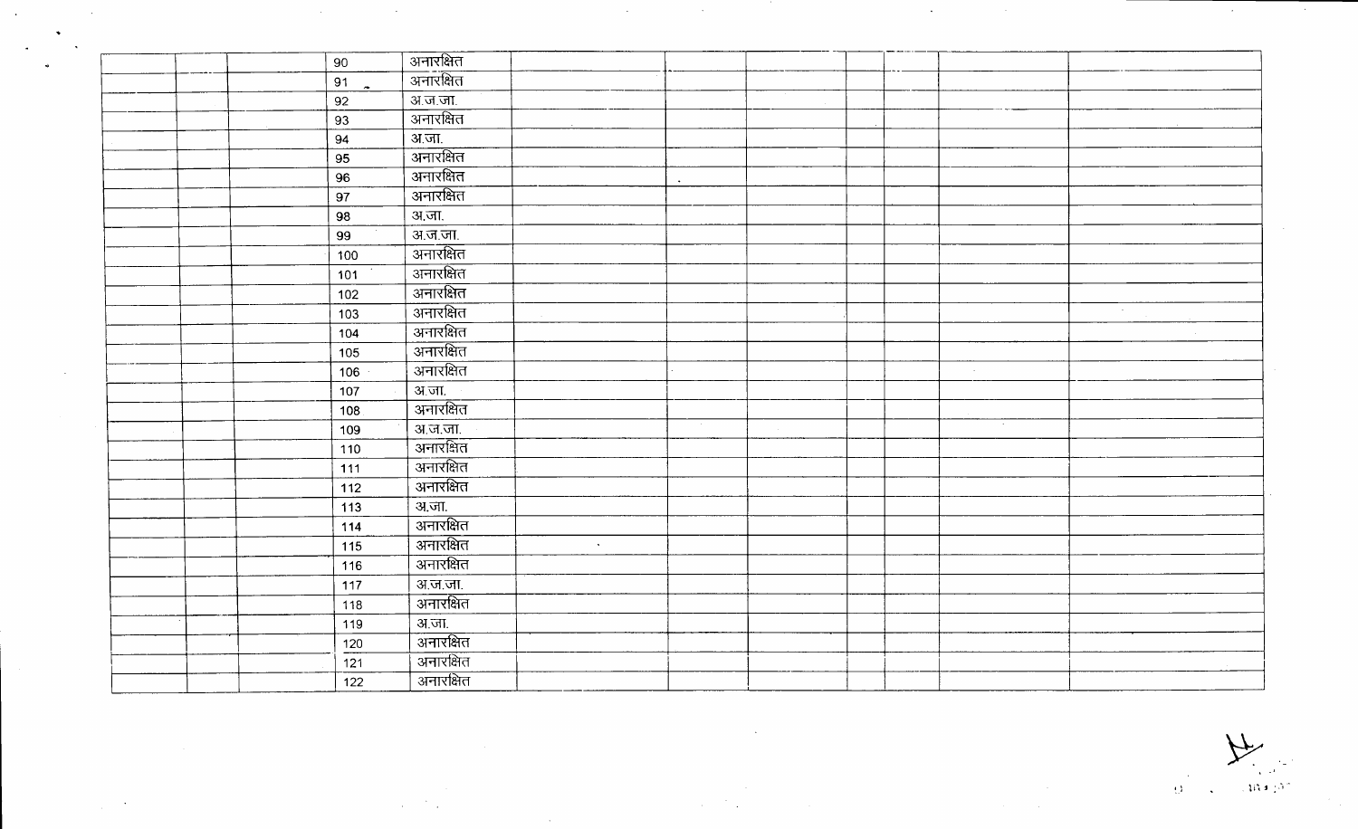| | | | | | | | | | | |
|---|---|---|---|---|---|---|---|---|---|---|
| | | | 90 | अनारक्षित | | | | | | |
| | | | 91 | अनारक्षित | | | | | | |
| | | | 92 | अ.ज.जा. | | | | | | |
| | | | 93 | अनारक्षित | | | | | | |
| | | | 94 | अ.जा. | | | | | | |
| | | | 95 | अनारक्षित | | | | | | |
| | | | 96 | अनारक्षित | | | | | | |
| | | | 97 | अनारक्षित | | | | | | |
| | | | 98 | अ.जा. | | | | | | |
| | | | 99 | अ.ज.जा. | | | | | | |
| | | | 100 | अनारक्षित | | | | | | |
| | | | 101 | अनारक्षित | | | | | | |
| | | | 102 | अनारक्षित | | | | | | |
| | | | 103 | अनारक्षित | | | | | | |
| | | | 104 | अनारक्षित | | | | | | |
| | | | 105 | अनारक्षित | | | | | | |
| | | | 106 | अनारक्षित | | | | | | |
| | | | 107 | अ.जा. | | | | | | |
| | | | 108 | अनारक्षित | | | | | | |
| | | | 109 | अ.ज.जा. | | | | | | |
| | | | 110 | अनारक्षित | | | | | | |
| | | | 111 | अनारक्षित | | | | | | |
| | | | 112 | अनारक्षित | | | | | | |
| | | | 113 | अ.जा. | | | | | | |
| | | | 114 | अनारक्षित | | | | | | |
| | | | 115 | अनारक्षित | | | | | | |
| | | | 116 | अनारक्षित | | | | | | |
| | | | 117 | अ.ज.जा. | | | | | | |
| | | | 118 | अनारक्षित | | | | | | |
| | | | 119 | अ.जा. | | | | | | |
| | | | 120 | अनारक्षित | | | | | | |
| | | | 121 | अनारक्षित | | | | | | |
| | | | 122 | अनारक्षित | | | | | | |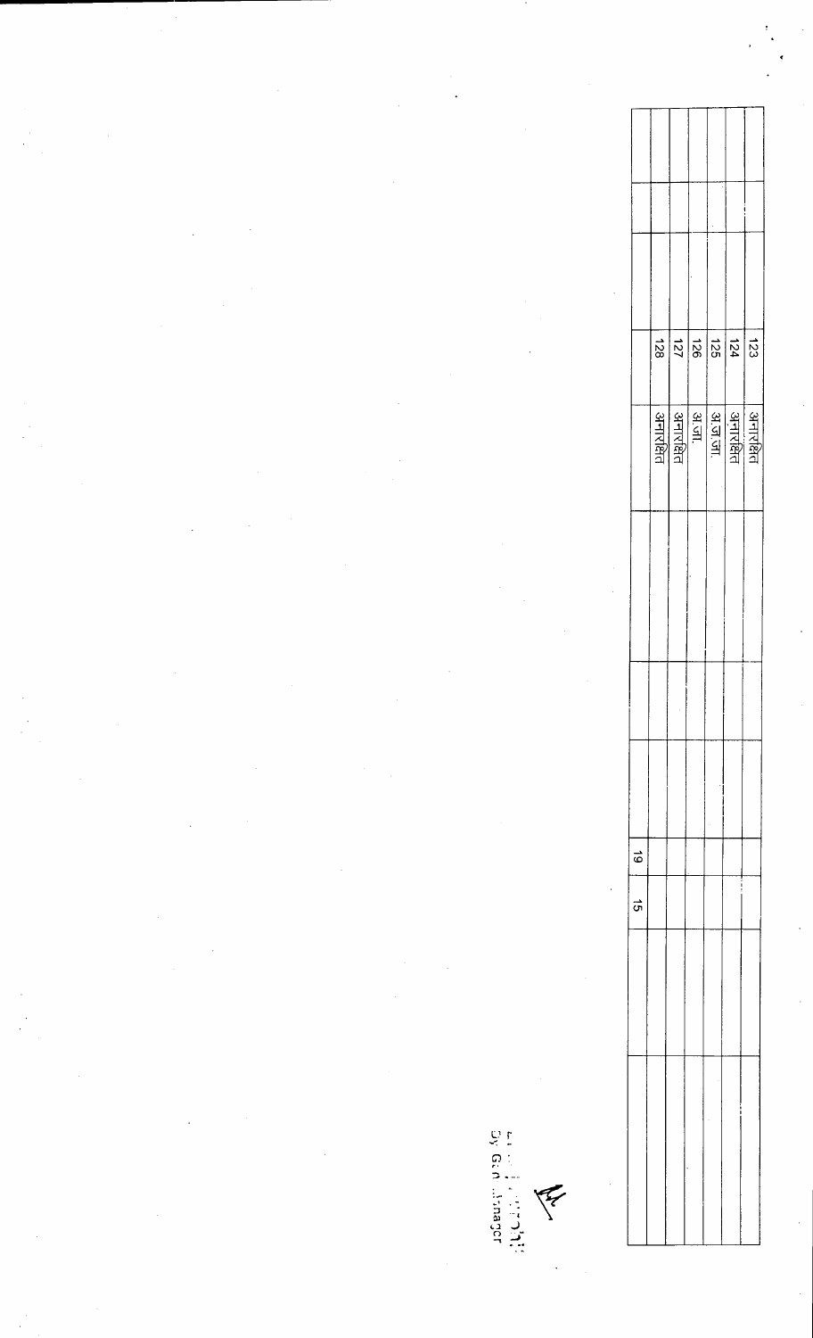| | | | | | | | | | | | |
|---|---|---|---|---|---|---|---|---|---|---|---|
| | | | 123 | अनारक्षित | | | | | | | |
| | | | 124 | अनारक्षित | | | | | | | |
| | | | 125 | अ.ज.जा. | | | | | | | |
| | | | 126 | अ.जा. | | | | | | | |
| | | | 127 | अनारक्षित | | | | | | | |
| | | | 128 | अनारक्षित | | | | | | | |
| | | | | | | | | 19 | 15 | | |

Dy. Gen. Manager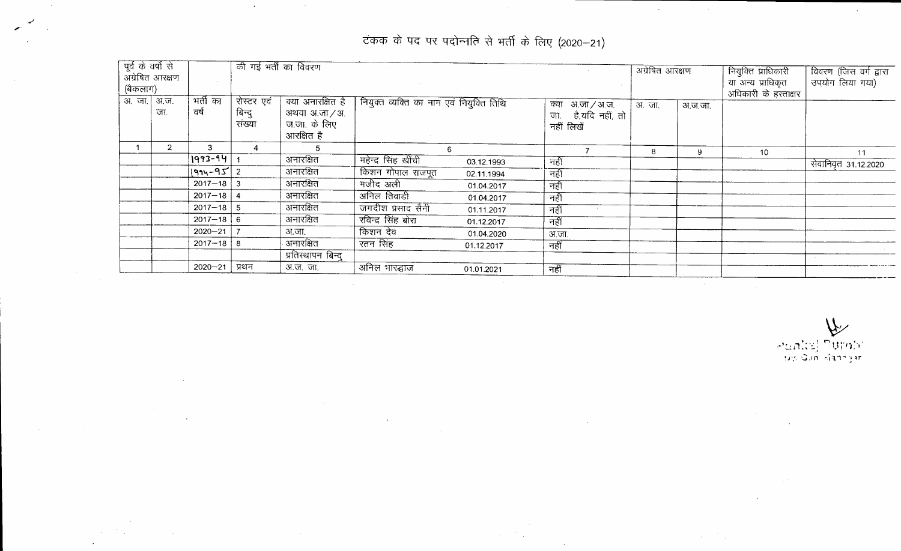# टंकक के पद पर पदोन्नति से भर्ती के लिए (2020–21)

| पूर्व के वर्षों से अग्रेषित आरक्षण (बैकलाग) | | की गई भर्ती का विवरण | | | | | अग्रेषित आरक्षण | | नियुक्ति प्राधिकारी या अन्य प्राधिकृत अधिकारी के हस्ताक्षर | विवरण (जिस वर्ग द्वारा उपयोग लिया गया) |
|---|---|---|---|---|---|---|---|---|---|---|
| अ. जा. | अ.ज. जा. | भर्ती का वर्ष | रोस्टर एवं बिन्दु संख्या | क्या अनारक्षित है अथवा अ.जा/अ.ज.जा. के लिए आरक्षित है | नियुक्त व्यक्ति का नाम एवं नियुक्ति तिथि | क्या अ.जा/अ.ज. जा. है,यदि नहीं, तो नहीं लिखें | अ. जा. | अ.ज.जा. | | |
| 1 | 2 | 3 | 4 | 5 | 6 | 7 | 8 | 9 | 10 | 11 |
| | | 1993-94 | 1 | अनारक्षित | महेन्द्र सिंह खींची 03.12.1993 | नहीं | | | | सेवानिवृत 31.12.2020 |
| | | 1994-95 | 2 | अनारक्षित | किशन गोपाल राजपूत 02.11.1994 | नहीं | | | | |
| | | 2017–18 | 3 | अनारक्षित | मजीद अली 01.04.2017 | नहीं | | | | |
| | | 2017–18 | 4 | अनारक्षित | अनिल तिवाडी 01.04.2017 | नहीं | | | | |
| | | 2017–18 | 5 | अनारक्षित | जगदीश प्रसाद सैनी 01.11.2017 | नहीं | | | | |
| | | 2017–18 | 6 | अनारक्षित | रविन्द्र सिंह बोरा 01.12.2017 | नहीं | | | | |
| | | 2020–21 | 7 | अ.जा. | किशन देव 01.04.2020 | अ.जा. | | | | |
| | | 2017–18 | 8 | अनारक्षित | रतन सिंह 01.12.2017 | नहीं | | | | |
| | | | | प्रतिस्थापन बिन्दु | | | | | | |
| | | 2020–21 | प्रथम | अ.ज. जा. | अनिल भारद्वाज 01.01.2021 | नही | | | | |

Pankaj Purohit
Dy. Gen. Manager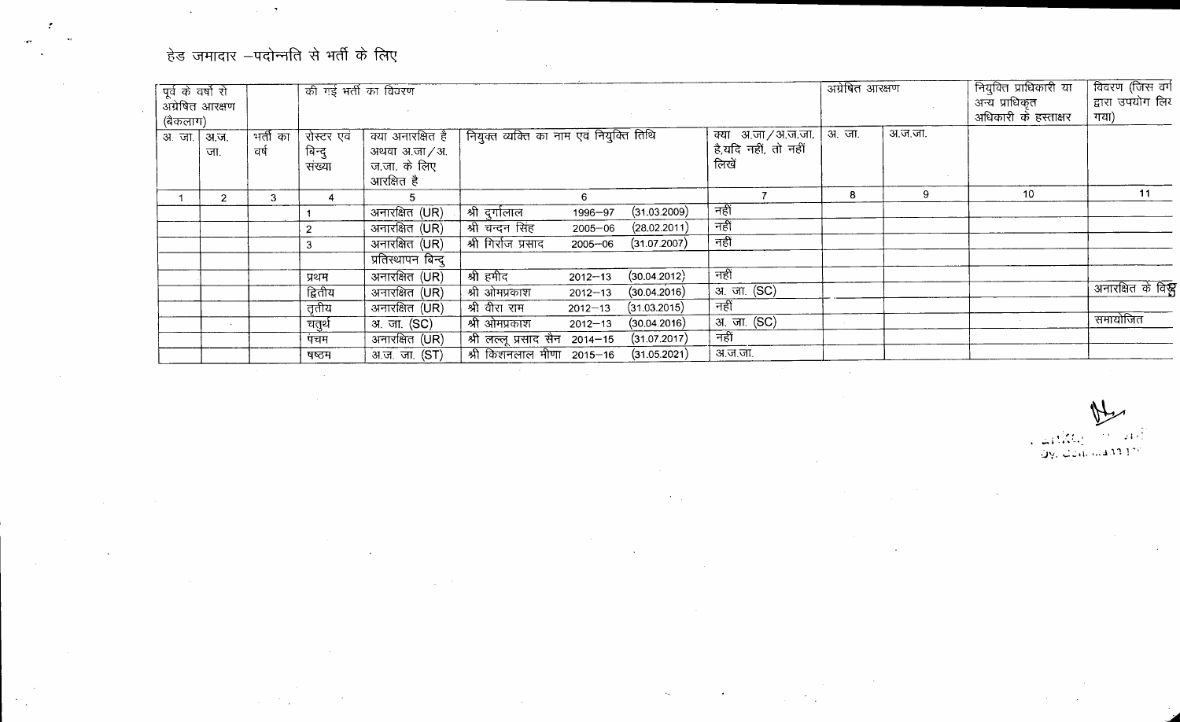# हेड जमादार –पदोन्नति से भर्ती के लिए

| पूर्व के वर्षो से अग्रेषित आरक्षण (बैकलाग) | | भर्ती का वर्ष | की गई भर्ती का विवरण | | | | अग्रेषित आरक्षण | | नियुक्ति प्राधिकारी या अन्य प्राधिकृत अधिकारी के हस्ताक्षर | विवरण (जिस वर्ग द्वारा उपयोग लिए गया) |
|---|---|---|---|---|---|---|---|---|---|---|
| अ. जा. | अ.ज. जा. | | रोस्टर एवं बिन्दु संख्या | क्या अनारक्षित है अथवा अ.जा / अ. ज.जा. के लिए आरक्षित है | नियुक्त व्यक्ति का नाम एवं नियुक्ति तिथि | क्या अ.जा / अ.ज.जा. है,यदि नहीं, तो नहीं लिखें | अ. जा. | अ.ज.जा. | | |
| 1 | 2 | 3 | 4 | 5 | 6 | 7 | 8 | 9 | 10 | 11 |
| | | | 1 | अनारक्षित (UR) | श्री दुर्गालाल 1996–97 (31.03.2009) | नहीं | | | | |
| | | | 2 | अनारक्षित (UR) | श्री चन्दन सिंह 2005–06 (28.02.2011) | नहीं | | | | |
| | | | 3 | अनारक्षित (UR) | श्री गिर्राज प्रसाद 2005–06 (31.07.2007) | नहीं | | | | |
| | | | | प्रतिस्थापन बिन्दु | | | | | | |
| | | | प्रथम | अनारक्षित (UR) | श्री हमीद 2012–13 (30.04.2012) | नहीं | | | | |
| | | | द्वितीय | अनारक्षित (UR) | श्री ओमप्रकाश 2012–13 (30.04.2016) | अ. जा. (SC) | | | | अनारक्षित के विरुद्ध |
| | | | तृतीय | अनारक्षित (UR) | श्री वीरा राम 2012–13 (31.03.2015) | नहीं | | | | |
| | | | चतुर्थ | अ. जा. (SC) | श्री ओमप्रकाश 2012–13 (30.04.2016) | अ. जा. (SC) | | | | समायोजित |
| | | | पंचम | अनारक्षित (UR) | श्री लल्लू प्रसाद सैन 2014–15 (31.07.2017) | नहीं | | | | |
| | | | षष्ठम | अ.ज. जा. (ST) | श्री किशनलाल मीणा 2015–16 (31.05.2021) | अ.ज.जा. | | | | |

Dy. Commandant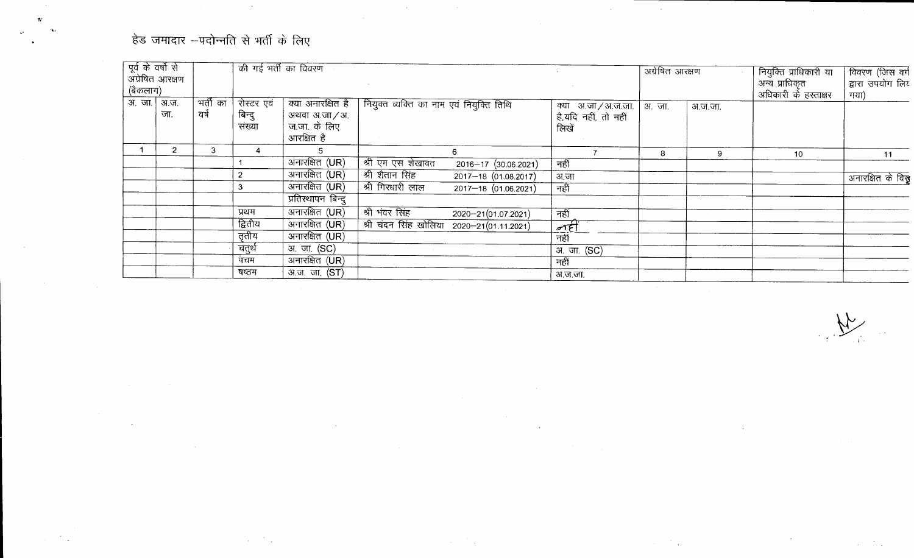हेड जमादार –पदोन्नति से भर्ती के लिए

| पूर्व के वर्षों से अग्रेषित आरक्षण (बैकलाग) | | भर्ती का वर्ष | की गई भर्ती का विवरण | | | | अग्रेषित आरक्षण | | नियुक्ति प्राधिकारी या अन्य प्राधिकृत अधिकारी के हस्ताक्षर | विवरण (जिस वर्ग द्वारा उपयोग लिए गया) |
|---|---|---|---|---|---|---|---|---|---|---|
| अ. जा. | अ.ज. जा. | | रोस्टर एवं बिन्दु संख्या | क्या अनारक्षित है अथवा अ.जा / अ.ज.जा. के लिए आरक्षित है | नियुक्त व्यक्ति का नाम एवं नियुक्ति तिथि | क्या अ.जा / अ.ज.जा. है,यदि नहीं, तो नहीं लिखें | अ. जा. | अ.ज.जा. | | |
| 1 | 2 | 3 | 4 | 5 | 6 | 7 | 8 | 9 | 10 | 11 |
| | | | 1 | अनारक्षित (UR) | श्री एम एस शेखावत 2016–17 (30.06.2021) | नहीं | | | | |
| | | | 2 | अनारक्षित (UR) | श्री शैतान सिंह 2017–18 (01.08.2017) | अ.जा | | | | अनारक्षित के विरु |
| | | | 3 | अनारक्षित (UR) | श्री गिरधारी लाल 2017–18 (01.06.2021) | नहीं | | | | |
| | | | | प्रतिस्थापन बिन्दु | | | | | | |
| | | | प्रथम | अनारक्षित (UR) | श्री भंवर सिंह 2020–21(01.07.2021) | नहीं | | | | |
| | | | द्वितीय | अनारक्षित (UR) | श्री चंदन सिंह खोलिया 2020–21(01.11.2021) | नहीं | | | | |
| | | | तृतीय | अनारक्षित (UR) | | नहीं | | | | |
| | | | चतुर्थ | अ. जा. (SC) | | अ. जा. (SC) | | | | |
| | | | पंचम | अनारक्षित (UR) | | नहीं | | | | |
| | | | षष्ठम | अ.ज. जा. (ST) | | अ.ज.जा. | | | | |